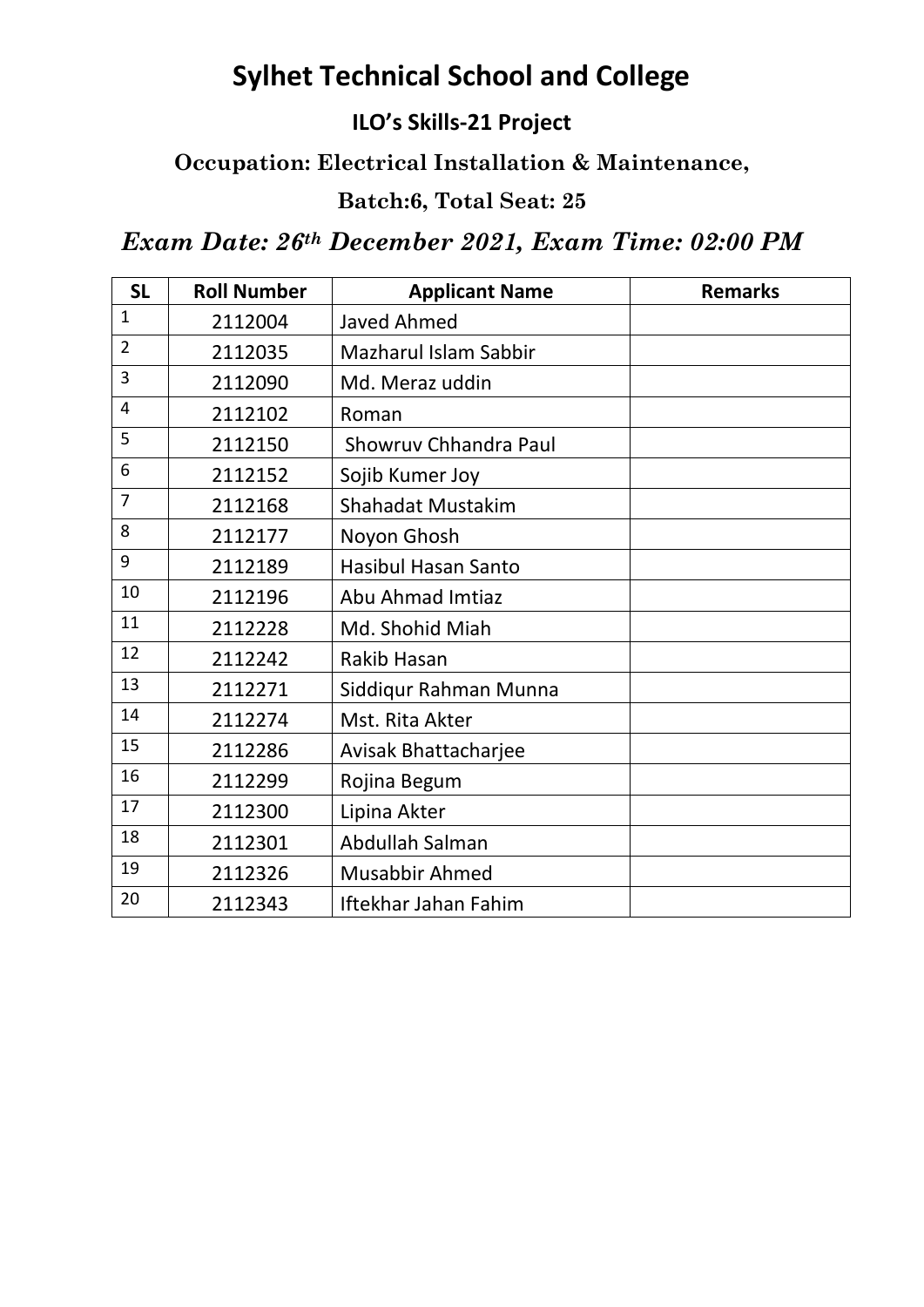# Sylhet Technical School and College

## ILO's Skills-21 Project

### Occupation: Electrical Installation & Maintenance,

### Batch:6, Total Seat: 25

### *Exam Date: 26th December 2021, Exam Time: 02:00 PM*

| SL | Roll Number | Applicant Name | Remarks |
|---|---|---|---|
| 1 | 2112004 | Javed Ahmed | |
| 2 | 2112035 | Mazharul Islam Sabbir | |
| 3 | 2112090 | Md. Meraz uddin | |
| 4 | 2112102 | Roman | |
| 5 | 2112150 | Showruv Chhandra Paul | |
| 6 | 2112152 | Sojib Kumer Joy | |
| 7 | 2112168 | Shahadat Mustakim | |
| 8 | 2112177 | Noyon Ghosh | |
| 9 | 2112189 | Hasibul Hasan Santo | |
| 10 | 2112196 | Abu Ahmad Imtiaz | |
| 11 | 2112228 | Md. Shohid Miah | |
| 12 | 2112242 | Rakib Hasan | |
| 13 | 2112271 | Siddiqur Rahman Munna | |
| 14 | 2112274 | Mst. Rita Akter | |
| 15 | 2112286 | Avisak Bhattacharjee | |
| 16 | 2112299 | Rojina Begum | |
| 17 | 2112300 | Lipina Akter | |
| 18 | 2112301 | Abdullah Salman | |
| 19 | 2112326 | Musabbir Ahmed | |
| 20 | 2112343 | Iftekhar Jahan Fahim | |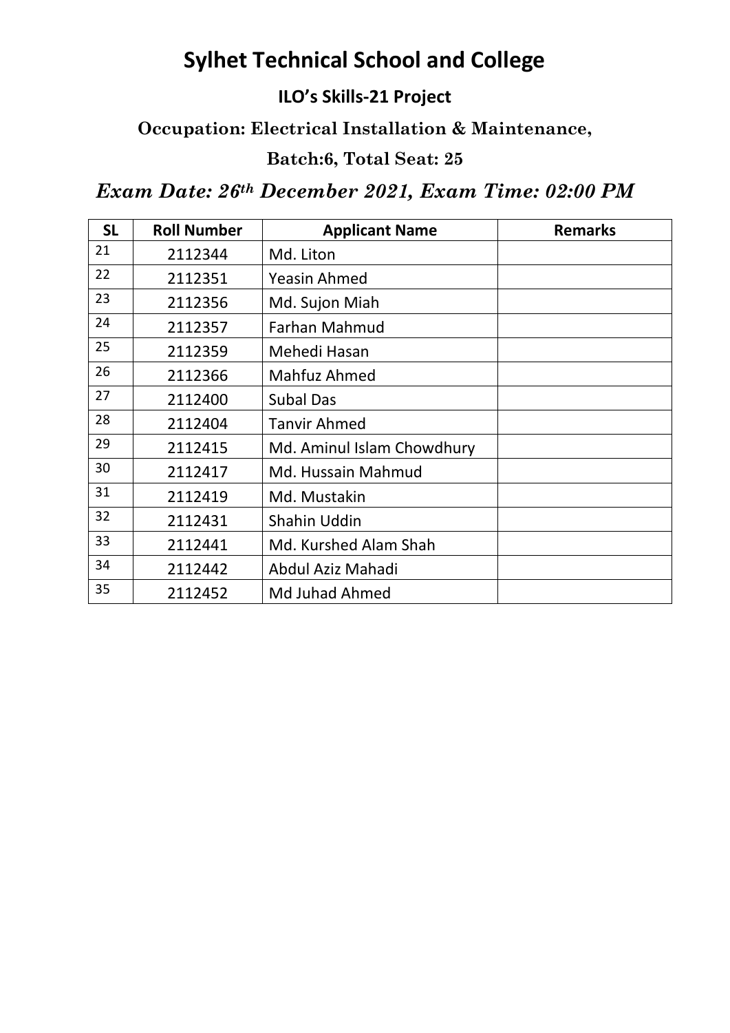# Sylhet Technical School and College

## ILO's Skills-21 Project

### Occupation: Electrical Installation & Maintenance,

### Batch:6, Total Seat: 25

### *Exam Date: 26th December 2021, Exam Time: 02:00 PM*

| SL | Roll Number | Applicant Name | Remarks |
|---|---|---|---|
| 21 | 2112344 | Md. Liton | |
| 22 | 2112351 | Yeasin Ahmed | |
| 23 | 2112356 | Md. Sujon Miah | |
| 24 | 2112357 | Farhan Mahmud | |
| 25 | 2112359 | Mehedi Hasan | |
| 26 | 2112366 | Mahfuz Ahmed | |
| 27 | 2112400 | Subal Das | |
| 28 | 2112404 | Tanvir Ahmed | |
| 29 | 2112415 | Md. Aminul Islam Chowdhury | |
| 30 | 2112417 | Md. Hussain Mahmud | |
| 31 | 2112419 | Md. Mustakin | |
| 32 | 2112431 | Shahin Uddin | |
| 33 | 2112441 | Md. Kurshed Alam Shah | |
| 34 | 2112442 | Abdul Aziz Mahadi | |
| 35 | 2112452 | Md Juhad Ahmed | |